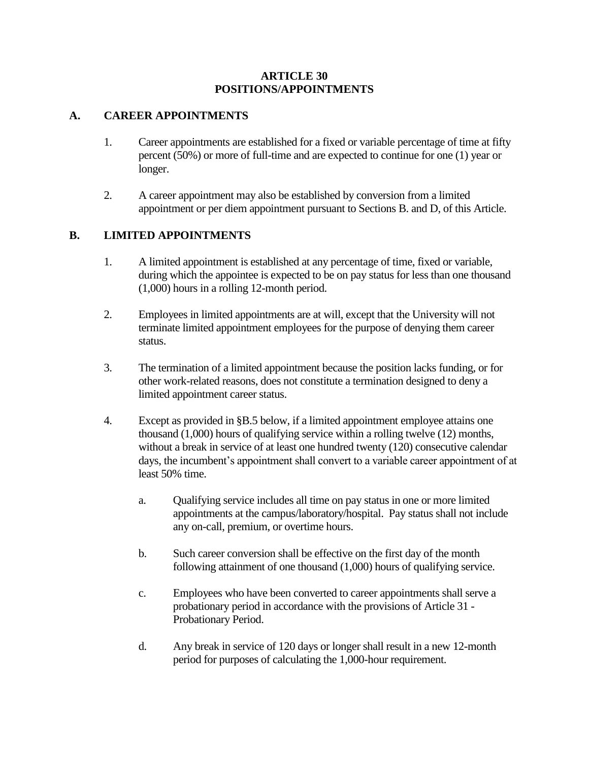# ARTICLE 30
# POSITIONS/APPOINTMENTS

## A. CAREER APPOINTMENTS

1. Career appointments are established for a fixed or variable percentage of time at fifty percent (50%) or more of full-time and are expected to continue for one (1) year or longer.

2. A career appointment may also be established by conversion from a limited appointment or per diem appointment pursuant to Sections B. and D, of this Article.

## B. LIMITED APPOINTMENTS

1. A limited appointment is established at any percentage of time, fixed or variable, during which the appointee is expected to be on pay status for less than one thousand (1,000) hours in a rolling 12-month period.

2. Employees in limited appointments are at will, except that the University will not terminate limited appointment employees for the purpose of denying them career status.

3. The termination of a limited appointment because the position lacks funding, or for other work-related reasons, does not constitute a termination designed to deny a limited appointment career status.

4. Except as provided in §B.5 below, if a limited appointment employee attains one thousand (1,000) hours of qualifying service within a rolling twelve (12) months, without a break in service of at least one hundred twenty (120) consecutive calendar days, the incumbent's appointment shall convert to a variable career appointment of at least 50% time.

   a. Qualifying service includes all time on pay status in one or more limited appointments at the campus/laboratory/hospital. Pay status shall not include any on-call, premium, or overtime hours.

   b. Such career conversion shall be effective on the first day of the month following attainment of one thousand (1,000) hours of qualifying service.

   c. Employees who have been converted to career appointments shall serve a probationary period in accordance with the provisions of Article 31 - Probationary Period.

   d. Any break in service of 120 days or longer shall result in a new 12-month period for purposes of calculating the 1,000-hour requirement.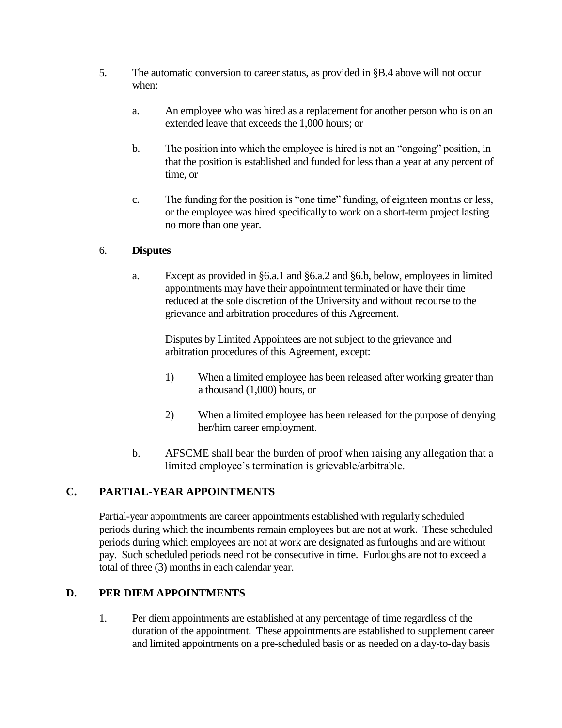5. The automatic conversion to career status, as provided in §B.4 above will not occur when:

   a. An employee who was hired as a replacement for another person who is on an extended leave that exceeds the 1,000 hours; or

   b. The position into which the employee is hired is not an "ongoing" position, in that the position is established and funded for less than a year at any percent of time, or

   c. The funding for the position is "one time" funding, of eighteen months or less, or the employee was hired specifically to work on a short-term project lasting no more than one year.

6. **Disputes**

   a. Except as provided in §6.a.1 and §6.a.2 and §6.b, below, employees in limited appointments may have their appointment terminated or have their time reduced at the sole discretion of the University and without recourse to the grievance and arbitration procedures of this Agreement.

      Disputes by Limited Appointees are not subject to the grievance and arbitration procedures of this Agreement, except:

      1) When a limited employee has been released after working greater than a thousand (1,000) hours, or

      2) When a limited employee has been released for the purpose of denying her/him career employment.

   b. AFSCME shall bear the burden of proof when raising any allegation that a limited employee's termination is grievable/arbitrable.

## C. PARTIAL-YEAR APPOINTMENTS

Partial-year appointments are career appointments established with regularly scheduled periods during which the incumbents remain employees but are not at work. These scheduled periods during which employees are not at work are designated as furloughs and are without pay. Such scheduled periods need not be consecutive in time. Furloughs are not to exceed a total of three (3) months in each calendar year.

## D. PER DIEM APPOINTMENTS

1. Per diem appointments are established at any percentage of time regardless of the duration of the appointment. These appointments are established to supplement career and limited appointments on a pre-scheduled basis or as needed on a day-to-day basis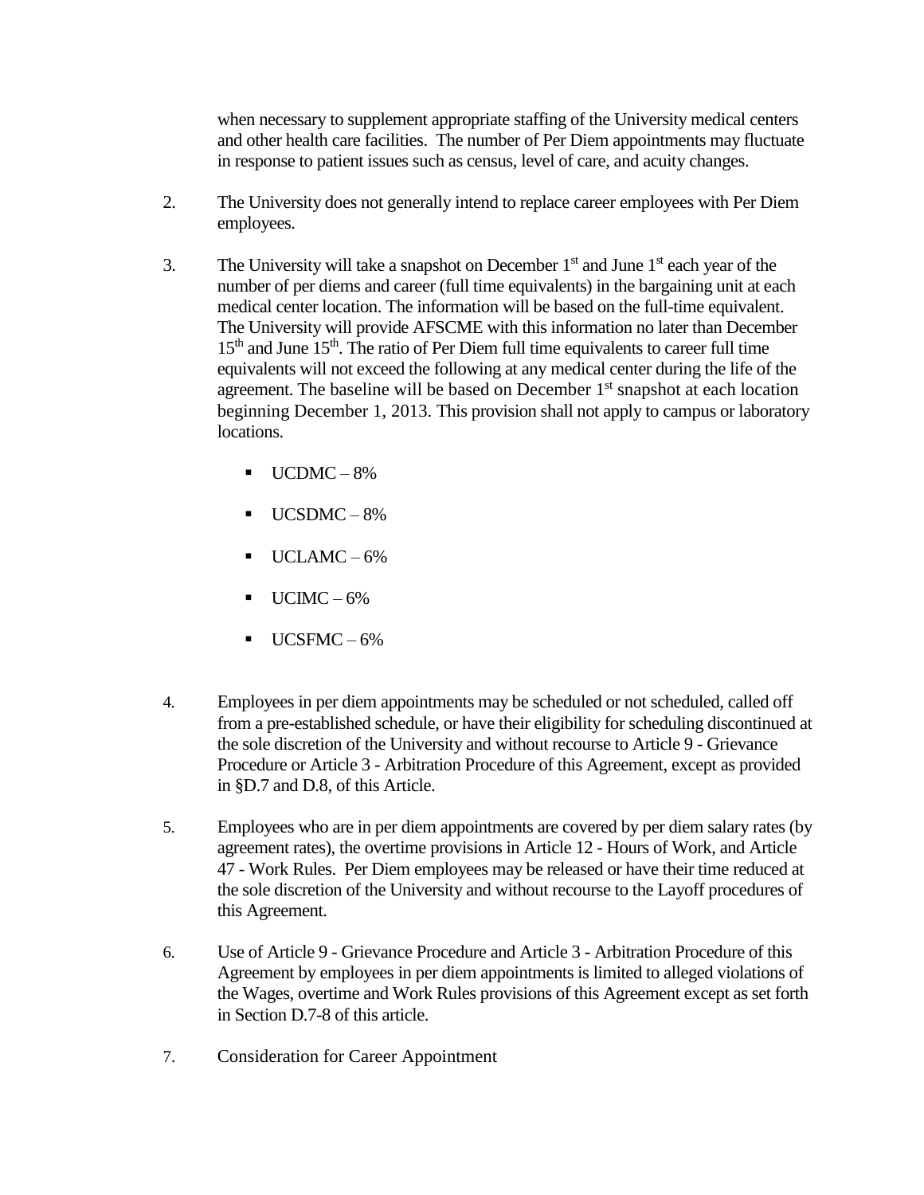when necessary to supplement appropriate staffing of the University medical centers and other health care facilities. The number of Per Diem appointments may fluctuate in response to patient issues such as census, level of care, and acuity changes.

2. The University does not generally intend to replace career employees with Per Diem employees.

3. The University will take a snapshot on December 1st and June 1st each year of the number of per diems and career (full time equivalents) in the bargaining unit at each medical center location. The information will be based on the full-time equivalent. The University will provide AFSCME with this information no later than December 15th and June 15th. The ratio of Per Diem full time equivalents to career full time equivalents will not exceed the following at any medical center during the life of the agreement. The baseline will be based on December 1st snapshot at each location beginning December 1, 2013. This provision shall not apply to campus or laboratory locations.

   - UCDMC – 8%
   - UCSDMC – 8%
   - UCLAMC – 6%
   - UCIMC – 6%
   - UCSFMC – 6%

4. Employees in per diem appointments may be scheduled or not scheduled, called off from a pre-established schedule, or have their eligibility for scheduling discontinued at the sole discretion of the University and without recourse to Article 9 - Grievance Procedure or Article 3 - Arbitration Procedure of this Agreement, except as provided in §D.7 and D.8, of this Article.

5. Employees who are in per diem appointments are covered by per diem salary rates (by agreement rates), the overtime provisions in Article 12 - Hours of Work, and Article 47 - Work Rules. Per Diem employees may be released or have their time reduced at the sole discretion of the University and without recourse to the Layoff procedures of this Agreement.

6. Use of Article 9 - Grievance Procedure and Article 3 - Arbitration Procedure of this Agreement by employees in per diem appointments is limited to alleged violations of the Wages, overtime and Work Rules provisions of this Agreement except as set forth in Section D.7-8 of this article.

7. Consideration for Career Appointment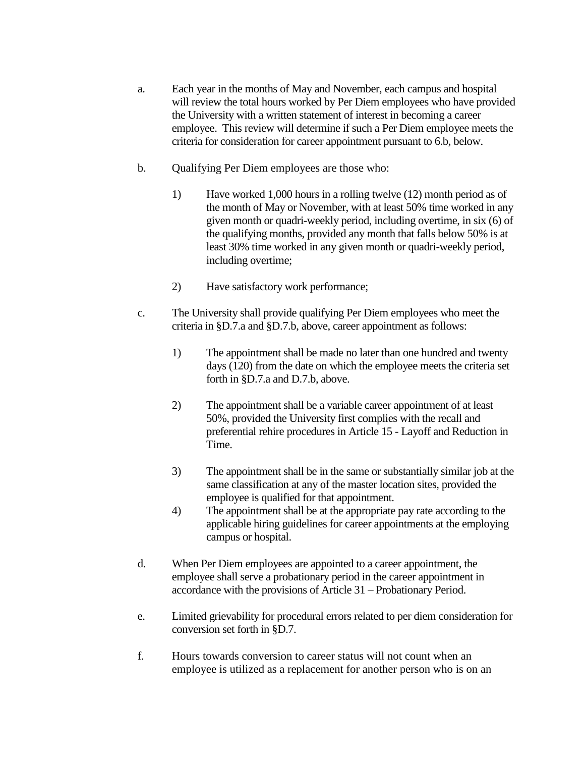a. Each year in the months of May and November, each campus and hospital will review the total hours worked by Per Diem employees who have provided the University with a written statement of interest in becoming a career employee. This review will determine if such a Per Diem employee meets the criteria for consideration for career appointment pursuant to 6.b, below.

b. Qualifying Per Diem employees are those who:

   1) Have worked 1,000 hours in a rolling twelve (12) month period as of the month of May or November, with at least 50% time worked in any given month or quadri-weekly period, including overtime, in six (6) of the qualifying months, provided any month that falls below 50% is at least 30% time worked in any given month or quadri-weekly period, including overtime;

   2) Have satisfactory work performance;

c. The University shall provide qualifying Per Diem employees who meet the criteria in §D.7.a and §D.7.b, above, career appointment as follows:

   1) The appointment shall be made no later than one hundred and twenty days (120) from the date on which the employee meets the criteria set forth in §D.7.a and D.7.b, above.

   2) The appointment shall be a variable career appointment of at least 50%, provided the University first complies with the recall and preferential rehire procedures in Article 15 - Layoff and Reduction in Time.

   3) The appointment shall be in the same or substantially similar job at the same classification at any of the master location sites, provided the employee is qualified for that appointment.

   4) The appointment shall be at the appropriate pay rate according to the applicable hiring guidelines for career appointments at the employing campus or hospital.

d. When Per Diem employees are appointed to a career appointment, the employee shall serve a probationary period in the career appointment in accordance with the provisions of Article 31 – Probationary Period.

e. Limited grievability for procedural errors related to per diem consideration for conversion set forth in §D.7.

f. Hours towards conversion to career status will not count when an employee is utilized as a replacement for another person who is on an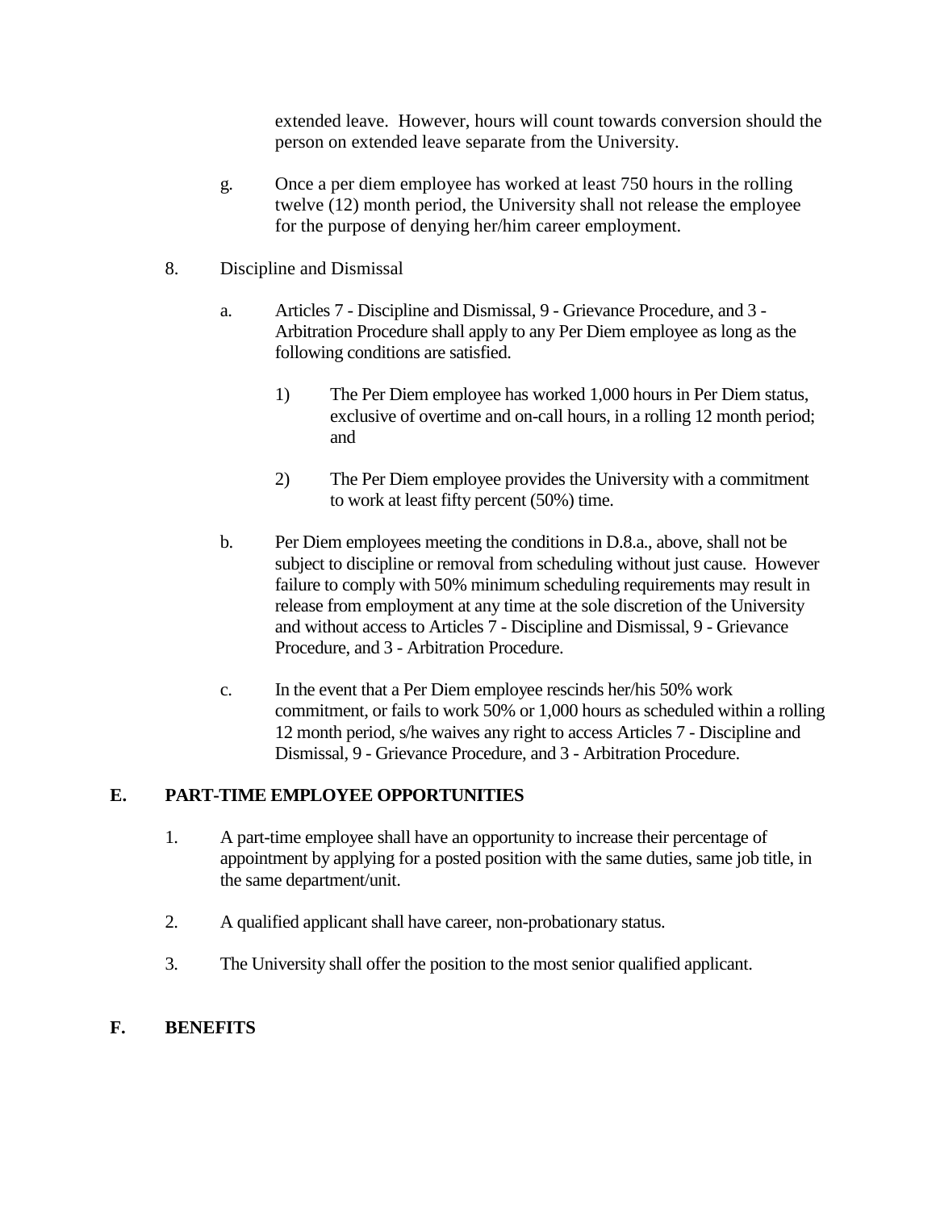extended leave. However, hours will count towards conversion should the person on extended leave separate from the University.

g. Once a per diem employee has worked at least 750 hours in the rolling twelve (12) month period, the University shall not release the employee for the purpose of denying her/him career employment.

8. Discipline and Dismissal

   a. Articles 7 - Discipline and Dismissal, 9 - Grievance Procedure, and 3 - Arbitration Procedure shall apply to any Per Diem employee as long as the following conditions are satisfied.

      1) The Per Diem employee has worked 1,000 hours in Per Diem status, exclusive of overtime and on-call hours, in a rolling 12 month period; and

      2) The Per Diem employee provides the University with a commitment to work at least fifty percent (50%) time.

   b. Per Diem employees meeting the conditions in D.8.a., above, shall not be subject to discipline or removal from scheduling without just cause. However failure to comply with 50% minimum scheduling requirements may result in release from employment at any time at the sole discretion of the University and without access to Articles 7 - Discipline and Dismissal, 9 - Grievance Procedure, and 3 - Arbitration Procedure.

   c. In the event that a Per Diem employee rescinds her/his 50% work commitment, or fails to work 50% or 1,000 hours as scheduled within a rolling 12 month period, s/he waives any right to access Articles 7 - Discipline and Dismissal, 9 - Grievance Procedure, and 3 - Arbitration Procedure.

## E. PART-TIME EMPLOYEE OPPORTUNITIES

1. A part-time employee shall have an opportunity to increase their percentage of appointment by applying for a posted position with the same duties, same job title, in the same department/unit.

2. A qualified applicant shall have career, non-probationary status.

3. The University shall offer the position to the most senior qualified applicant.

## F. BENEFITS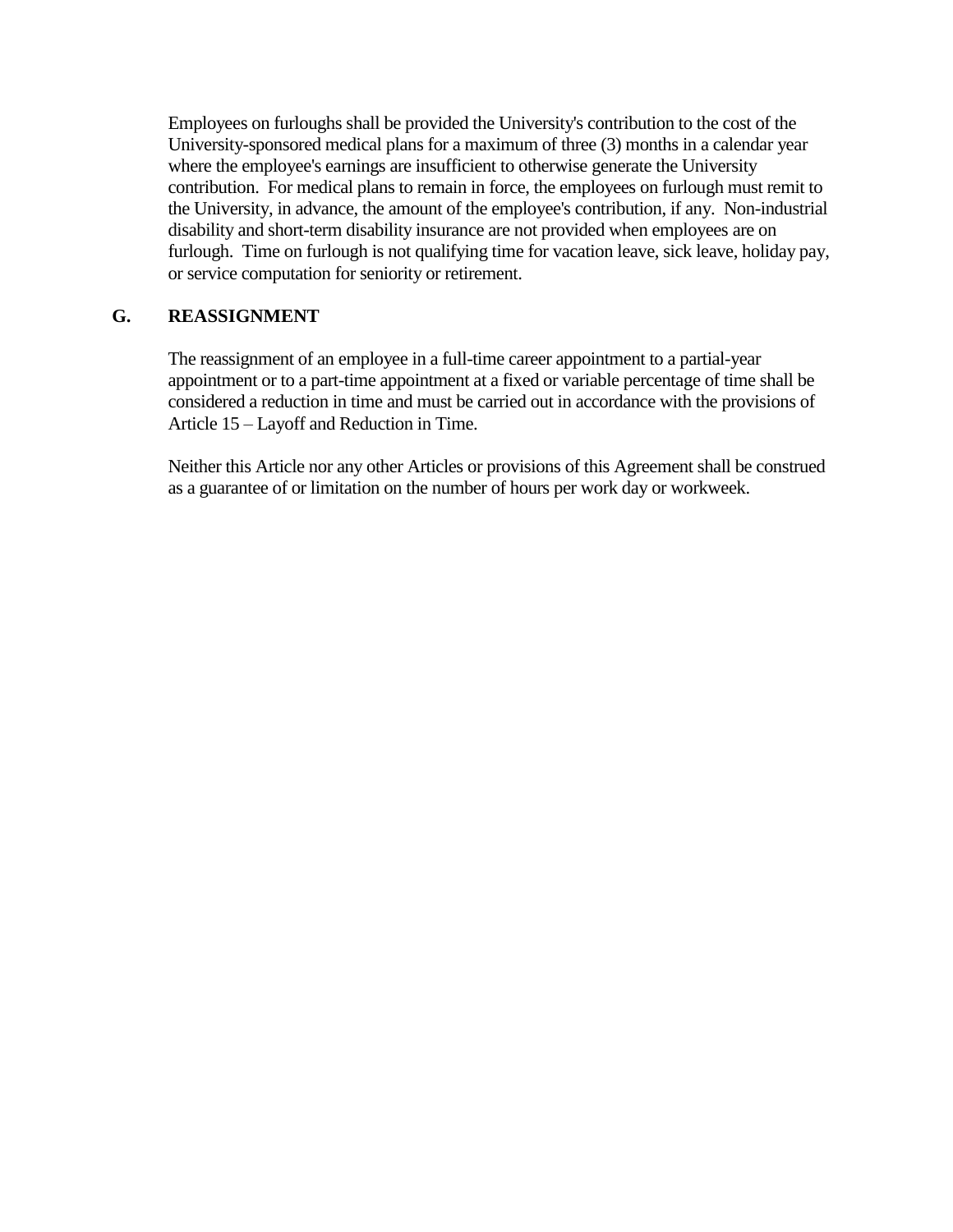Employees on furloughs shall be provided the University's contribution to the cost of the University-sponsored medical plans for a maximum of three (3) months in a calendar year where the employee's earnings are insufficient to otherwise generate the University contribution. For medical plans to remain in force, the employees on furlough must remit to the University, in advance, the amount of the employee's contribution, if any. Non-industrial disability and short-term disability insurance are not provided when employees are on furlough. Time on furlough is not qualifying time for vacation leave, sick leave, holiday pay, or service computation for seniority or retirement.

## G. REASSIGNMENT

The reassignment of an employee in a full-time career appointment to a partial-year appointment or to a part-time appointment at a fixed or variable percentage of time shall be considered a reduction in time and must be carried out in accordance with the provisions of Article 15 – Layoff and Reduction in Time.

Neither this Article nor any other Articles or provisions of this Agreement shall be construed as a guarantee of or limitation on the number of hours per work day or workweek.